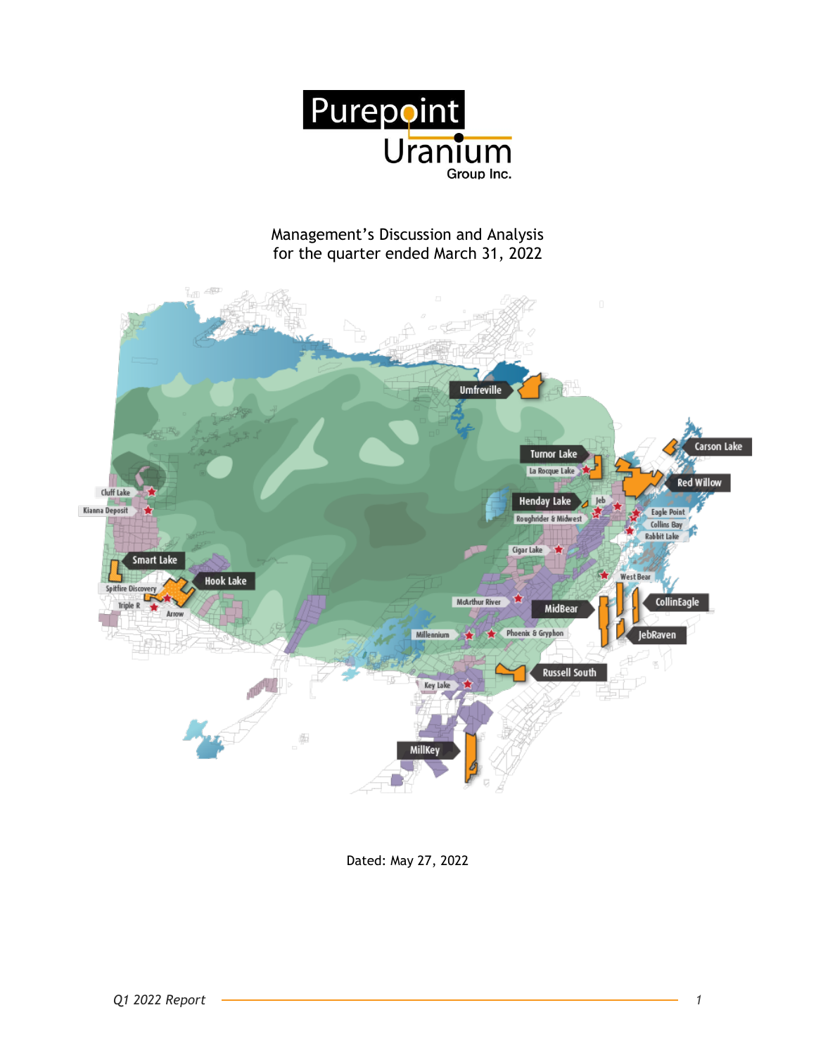# Purepoint Uranium Group Inc.

Management's Discussion and Analysis
for the quarter ended March 31, 2022

Dated: May 27, 2022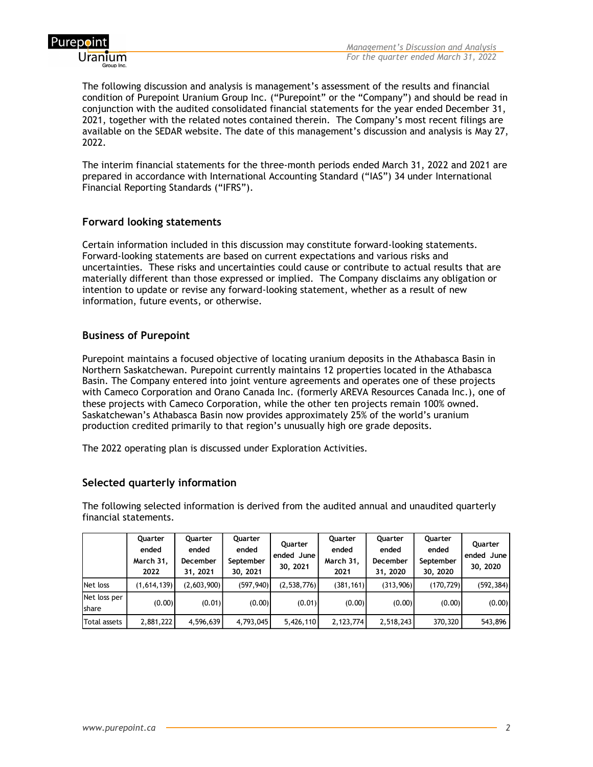The following discussion and analysis is management's assessment of the results and financial condition of Purepoint Uranium Group Inc. ("Purepoint" or the "Company") and should be read in conjunction with the audited consolidated financial statements for the year ended December 31, 2021, together with the related notes contained therein. The Company's most recent filings are available on the SEDAR website. The date of this management's discussion and analysis is May 27, 2022.

The interim financial statements for the three-month periods ended March 31, 2022 and 2021 are prepared in accordance with International Accounting Standard ("IAS") 34 under International Financial Reporting Standards ("IFRS").

## Forward looking statements

Certain information included in this discussion may constitute forward-looking statements. Forward-looking statements are based on current expectations and various risks and uncertainties. These risks and uncertainties could cause or contribute to actual results that are materially different than those expressed or implied. The Company disclaims any obligation or intention to update or revise any forward-looking statement, whether as a result of new information, future events, or otherwise.

## Business of Purepoint

Purepoint maintains a focused objective of locating uranium deposits in the Athabasca Basin in Northern Saskatchewan. Purepoint currently maintains 12 properties located in the Athabasca Basin. The Company entered into joint venture agreements and operates one of these projects with Cameco Corporation and Orano Canada Inc. (formerly AREVA Resources Canada Inc.), one of these projects with Cameco Corporation, while the other ten projects remain 100% owned. Saskatchewan's Athabasca Basin now provides approximately 25% of the world's uranium production credited primarily to that region's unusually high ore grade deposits.

The 2022 operating plan is discussed under Exploration Activities.

## Selected quarterly information

The following selected information is derived from the audited annual and unaudited quarterly financial statements.

| | Quarter ended March 31, 2022 | Quarter ended December 31, 2021 | Quarter ended September 30, 2021 | Quarter ended June 30, 2021 | Quarter ended March 31, 2021 | Quarter ended December 31, 2020 | Quarter ended September 30, 2020 | Quarter ended June 30, 2020 |
|---|---|---|---|---|---|---|---|---|
| Net loss | (1,614,139) | (2,603,900) | (597,940) | (2,538,776) | (381,161) | (313,906) | (170,729) | (592,384) |
| Net loss per share | (0.00) | (0.01) | (0.00) | (0.01) | (0.00) | (0.00) | (0.00) | (0.00) |
| Total assets | 2,881,222 | 4,596,639 | 4,793,045 | 5,426,110 | 2,123,774 | 2,518,243 | 370,320 | 543,896 |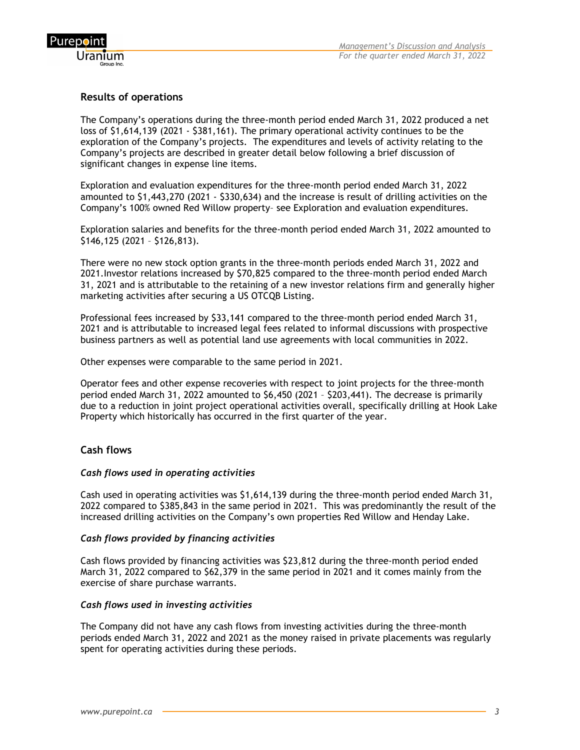## Results of operations

The Company's operations during the three-month period ended March 31, 2022 produced a net loss of $1,614,139 (2021 - $381,161). The primary operational activity continues to be the exploration of the Company's projects. The expenditures and levels of activity relating to the Company's projects are described in greater detail below following a brief discussion of significant changes in expense line items.

Exploration and evaluation expenditures for the three-month period ended March 31, 2022 amounted to $1,443,270 (2021 - $330,634) and the increase is result of drilling activities on the Company's 100% owned Red Willow property– see Exploration and evaluation expenditures.

Exploration salaries and benefits for the three-month period ended March 31, 2022 amounted to $146,125 (2021 – $126,813).

There were no new stock option grants in the three-month periods ended March 31, 2022 and 2021.Investor relations increased by $70,825 compared to the three-month period ended March 31, 2021 and is attributable to the retaining of a new investor relations firm and generally higher marketing activities after securing a US OTCQB Listing.

Professional fees increased by $33,141 compared to the three-month period ended March 31, 2021 and is attributable to increased legal fees related to informal discussions with prospective business partners as well as potential land use agreements with local communities in 2022.

Other expenses were comparable to the same period in 2021.

Operator fees and other expense recoveries with respect to joint projects for the three-month period ended March 31, 2022 amounted to $6,450 (2021 – $203,441). The decrease is primarily due to a reduction in joint project operational activities overall, specifically drilling at Hook Lake Property which historically has occurred in the first quarter of the year.

## Cash flows

### *Cash flows used in operating activities*

Cash used in operating activities was $1,614,139 during the three-month period ended March 31, 2022 compared to $385,843 in the same period in 2021. This was predominantly the result of the increased drilling activities on the Company's own properties Red Willow and Henday Lake.

### *Cash flows provided by financing activities*

Cash flows provided by financing activities was $23,812 during the three-month period ended March 31, 2022 compared to $62,379 in the same period in 2021 and it comes mainly from the exercise of share purchase warrants.

### *Cash flows used in investing activities*

The Company did not have any cash flows from investing activities during the three-month periods ended March 31, 2022 and 2021 as the money raised in private placements was regularly spent for operating activities during these periods.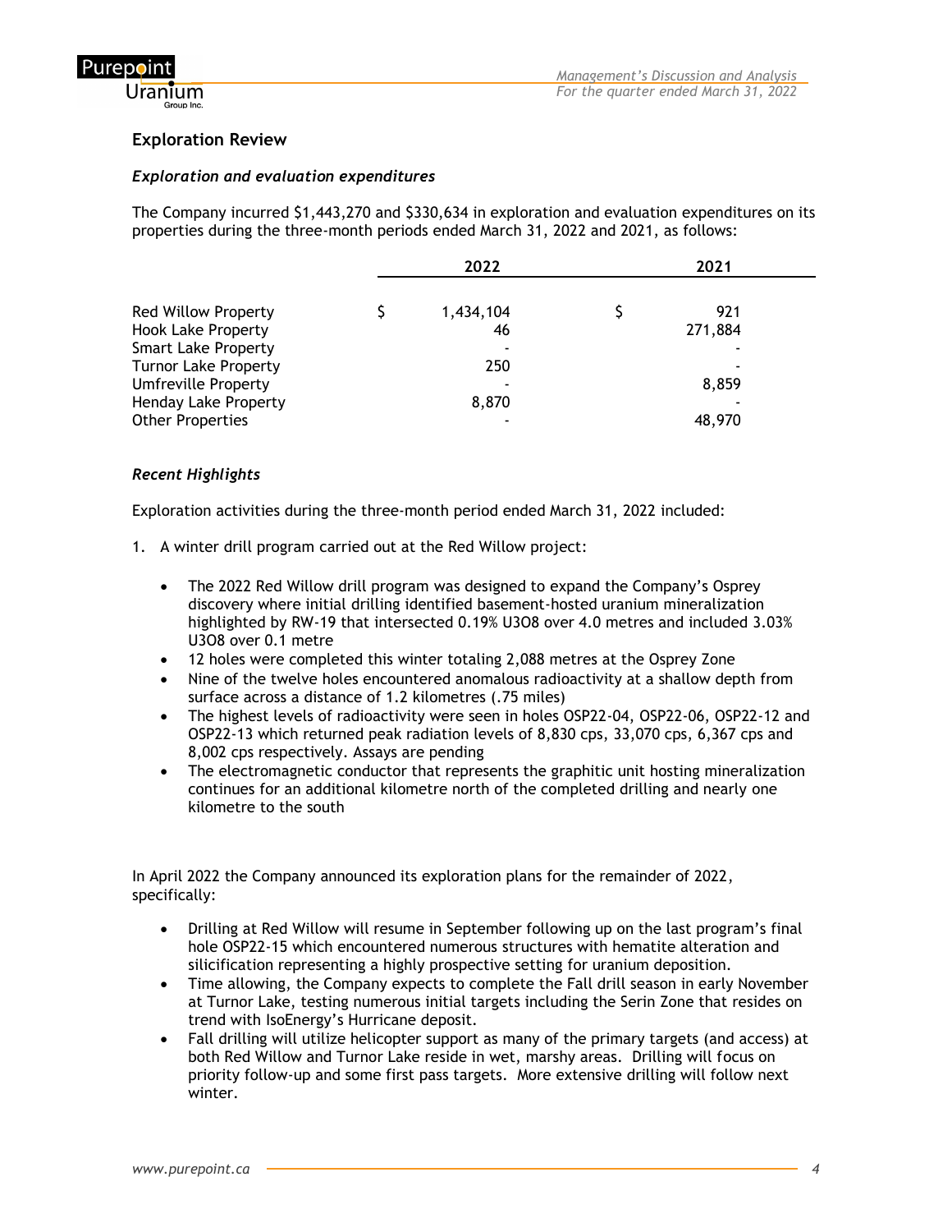## Exploration Review

### *Exploration and evaluation expenditures*

The Company incurred $1,443,270 and $330,634 in exploration and evaluation expenditures on its properties during the three-month periods ended March 31, 2022 and 2021, as follows:

| | 2022 | 2021 |
|---|---|---|
| Red Willow Property | $ 1,434,104 | $ 921 |
| Hook Lake Property | 46 | 271,884 |
| Smart Lake Property | - | - |
| Turnor Lake Property | 250 | - |
| Umfreville Property | - | 8,859 |
| Henday Lake Property | 8,870 | - |
| Other Properties | - | 48,970 |

### *Recent Highlights*

Exploration activities during the three-month period ended March 31, 2022 included:

1. A winter drill program carried out at the Red Willow project:
   - The 2022 Red Willow drill program was designed to expand the Company's Osprey discovery where initial drilling identified basement-hosted uranium mineralization highlighted by RW-19 that intersected 0.19% $U_3O_8$ over 4.0 metres and included 3.03% $U_3O_8$ over 0.1 metre
   - 12 holes were completed this winter totaling 2,088 metres at the Osprey Zone
   - Nine of the twelve holes encountered anomalous radioactivity at a shallow depth from surface across a distance of 1.2 kilometres (.75 miles)
   - The highest levels of radioactivity were seen in holes OSP22-04, OSP22-06, OSP22-12 and OSP22-13 which returned peak radiation levels of 8,830 cps, 33,070 cps, 6,367 cps and 8,002 cps respectively. Assays are pending
   - The electromagnetic conductor that represents the graphitic unit hosting mineralization continues for an additional kilometre north of the completed drilling and nearly one kilometre to the south

In April 2022 the Company announced its exploration plans for the remainder of 2022, specifically:

- Drilling at Red Willow will resume in September following up on the last program's final hole OSP22-15 which encountered numerous structures with hematite alteration and silicification representing a highly prospective setting for uranium deposition.
- Time allowing, the Company expects to complete the Fall drill season in early November at Turnor Lake, testing numerous initial targets including the Serin Zone that resides on trend with IsoEnergy's Hurricane deposit.
- Fall drilling will utilize helicopter support as many of the primary targets (and access) at both Red Willow and Turnor Lake reside in wet, marshy areas. Drilling will focus on priority follow-up and some first pass targets. More extensive drilling will follow next winter.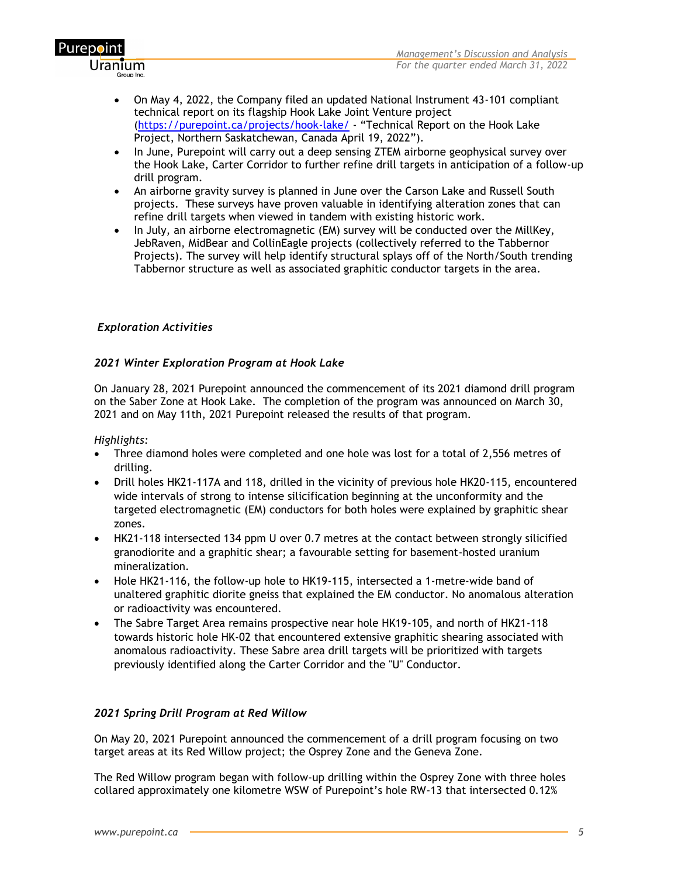- On May 4, 2022, the Company filed an updated National Instrument 43-101 compliant technical report on its flagship Hook Lake Joint Venture project (https://purepoint.ca/projects/hook-lake/ - "Technical Report on the Hook Lake Project, Northern Saskatchewan, Canada April 19, 2022").
- In June, Purepoint will carry out a deep sensing ZTEM airborne geophysical survey over the Hook Lake, Carter Corridor to further refine drill targets in anticipation of a follow-up drill program.
- An airborne gravity survey is planned in June over the Carson Lake and Russell South projects. These surveys have proven valuable in identifying alteration zones that can refine drill targets when viewed in tandem with existing historic work.
- In July, an airborne electromagnetic (EM) survey will be conducted over the MillKey, JebRaven, MidBear and CollinEagle projects (collectively referred to the Tabbernor Projects). The survey will help identify structural splays off of the North/South trending Tabbernor structure as well as associated graphitic conductor targets in the area.

### *Exploration Activities*

#### *2021 Winter Exploration Program at Hook Lake*

On January 28, 2021 Purepoint announced the commencement of its 2021 diamond drill program on the Saber Zone at Hook Lake. The completion of the program was announced on March 30, 2021 and on May 11th, 2021 Purepoint released the results of that program.

*Highlights:*

- Three diamond holes were completed and one hole was lost for a total of 2,556 metres of drilling.
- Drill holes HK21-117A and 118, drilled in the vicinity of previous hole HK20-115, encountered wide intervals of strong to intense silicification beginning at the unconformity and the targeted electromagnetic (EM) conductors for both holes were explained by graphitic shear zones.
- HK21-118 intersected 134 ppm U over 0.7 metres at the contact between strongly silicified granodiorite and a graphitic shear; a favourable setting for basement-hosted uranium mineralization.
- Hole HK21-116, the follow-up hole to HK19-115, intersected a 1-metre-wide band of unaltered graphitic diorite gneiss that explained the EM conductor. No anomalous alteration or radioactivity was encountered.
- The Sabre Target Area remains prospective near hole HK19-105, and north of HK21-118 towards historic hole HK-02 that encountered extensive graphitic shearing associated with anomalous radioactivity. These Sabre area drill targets will be prioritized with targets previously identified along the Carter Corridor and the "U" Conductor.

#### *2021 Spring Drill Program at Red Willow*

On May 20, 2021 Purepoint announced the commencement of a drill program focusing on two target areas at its Red Willow project; the Osprey Zone and the Geneva Zone.

The Red Willow program began with follow-up drilling within the Osprey Zone with three holes collared approximately one kilometre WSW of Purepoint's hole RW-13 that intersected 0.12%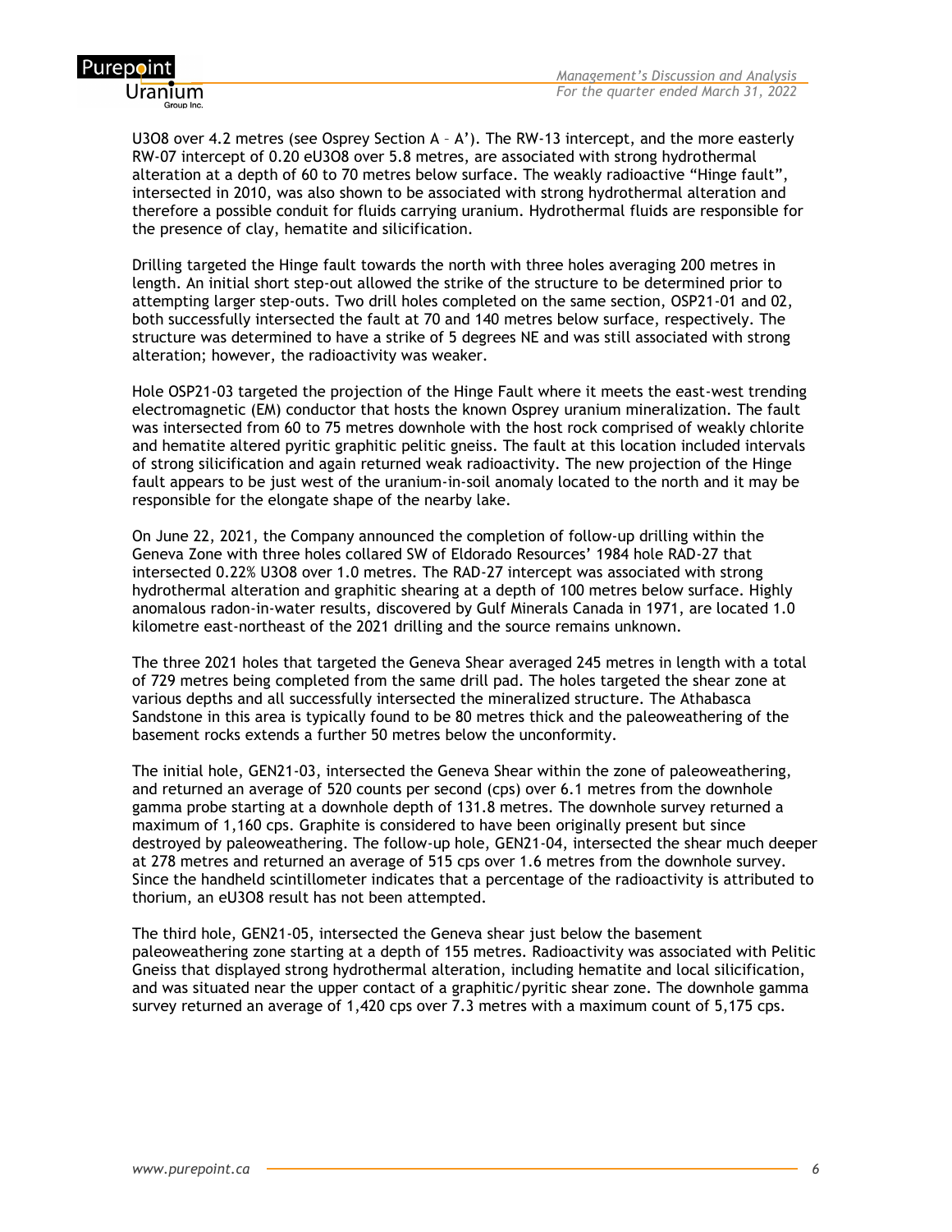U3O8 over 4.2 metres (see Osprey Section A – A'). The RW-13 intercept, and the more easterly RW-07 intercept of 0.20 eU3O8 over 5.8 metres, are associated with strong hydrothermal alteration at a depth of 60 to 70 metres below surface. The weakly radioactive "Hinge fault", intersected in 2010, was also shown to be associated with strong hydrothermal alteration and therefore a possible conduit for fluids carrying uranium. Hydrothermal fluids are responsible for the presence of clay, hematite and silicification.

Drilling targeted the Hinge fault towards the north with three holes averaging 200 metres in length. An initial short step-out allowed the strike of the structure to be determined prior to attempting larger step-outs. Two drill holes completed on the same section, OSP21-01 and 02, both successfully intersected the fault at 70 and 140 metres below surface, respectively. The structure was determined to have a strike of 5 degrees NE and was still associated with strong alteration; however, the radioactivity was weaker.

Hole OSP21-03 targeted the projection of the Hinge Fault where it meets the east-west trending electromagnetic (EM) conductor that hosts the known Osprey uranium mineralization. The fault was intersected from 60 to 75 metres downhole with the host rock comprised of weakly chlorite and hematite altered pyritic graphitic pelitic gneiss. The fault at this location included intervals of strong silicification and again returned weak radioactivity. The new projection of the Hinge fault appears to be just west of the uranium-in-soil anomaly located to the north and it may be responsible for the elongate shape of the nearby lake.

On June 22, 2021, the Company announced the completion of follow-up drilling within the Geneva Zone with three holes collared SW of Eldorado Resources' 1984 hole RAD-27 that intersected 0.22% U3O8 over 1.0 metres. The RAD-27 intercept was associated with strong hydrothermal alteration and graphitic shearing at a depth of 100 metres below surface. Highly anomalous radon-in-water results, discovered by Gulf Minerals Canada in 1971, are located 1.0 kilometre east-northeast of the 2021 drilling and the source remains unknown.

The three 2021 holes that targeted the Geneva Shear averaged 245 metres in length with a total of 729 metres being completed from the same drill pad. The holes targeted the shear zone at various depths and all successfully intersected the mineralized structure. The Athabasca Sandstone in this area is typically found to be 80 metres thick and the paleoweathering of the basement rocks extends a further 50 metres below the unconformity.

The initial hole, GEN21-03, intersected the Geneva Shear within the zone of paleoweathering, and returned an average of 520 counts per second (cps) over 6.1 metres from the downhole gamma probe starting at a downhole depth of 131.8 metres. The downhole survey returned a maximum of 1,160 cps. Graphite is considered to have been originally present but since destroyed by paleoweathering. The follow-up hole, GEN21-04, intersected the shear much deeper at 278 metres and returned an average of 515 cps over 1.6 metres from the downhole survey. Since the handheld scintillometer indicates that a percentage of the radioactivity is attributed to thorium, an eU3O8 result has not been attempted.

The third hole, GEN21-05, intersected the Geneva shear just below the basement paleoweathering zone starting at a depth of 155 metres. Radioactivity was associated with Pelitic Gneiss that displayed strong hydrothermal alteration, including hematite and local silicification, and was situated near the upper contact of a graphitic/pyritic shear zone. The downhole gamma survey returned an average of 1,420 cps over 7.3 metres with a maximum count of 5,175 cps.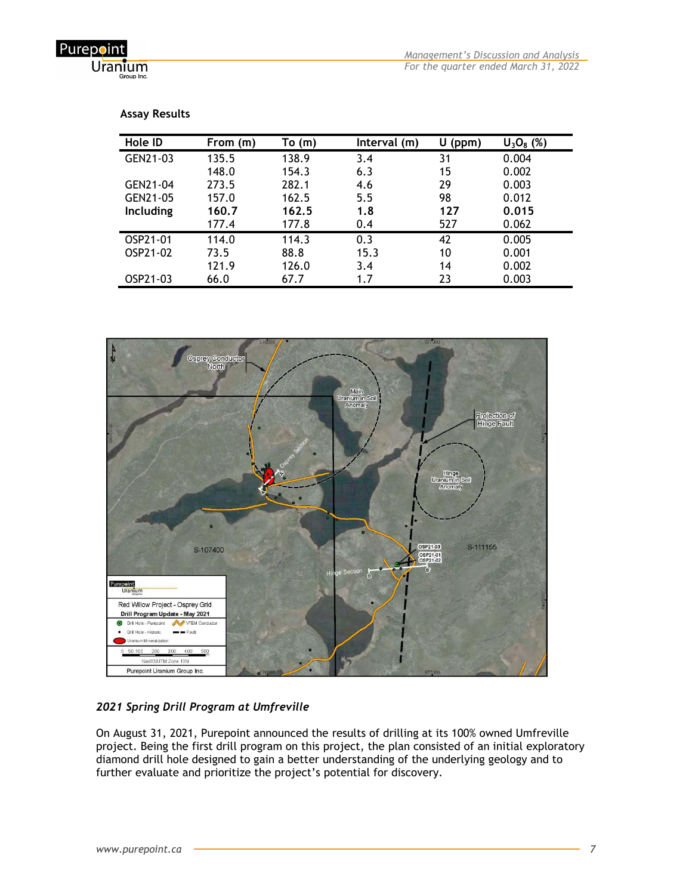**Assay Results**

| Hole ID | From (m) | To (m) | Interval (m) | U (ppm) | $U_3O_8$ (%) |
|---|---|---|---|---|---|
| GEN21-03 | 135.5 | 138.9 | 3.4 | 31 | 0.004 |
| | 148.0 | 154.3 | 6.3 | 15 | 0.002 |
| GEN21-04 | 273.5 | 282.1 | 4.6 | 29 | 0.003 |
| GEN21-05 | 157.0 | 162.5 | 5.5 | 98 | 0.012 |
| **Including** | **160.7** | **162.5** | **1.8** | **127** | **0.015** |
| | 177.4 | 177.8 | 0.4 | 527 | 0.062 |
| OSP21-01 | 114.0 | 114.3 | 0.3 | 42 | 0.005 |
| OSP21-02 | 73.5 | 88.8 | 15.3 | 10 | 0.001 |
| | 121.9 | 126.0 | 3.4 | 14 | 0.002 |
| OSP21-03 | 66.0 | 67.7 | 1.7 | 23 | 0.003 |

### *2021 Spring Drill Program at Umfreville*

On August 31, 2021, Purepoint announced the results of drilling at its 100% owned Umfreville project. Being the first drill program on this project, the plan consisted of an initial exploratory diamond drill hole designed to gain a better understanding of the underlying geology and to further evaluate and prioritize the project's potential for discovery.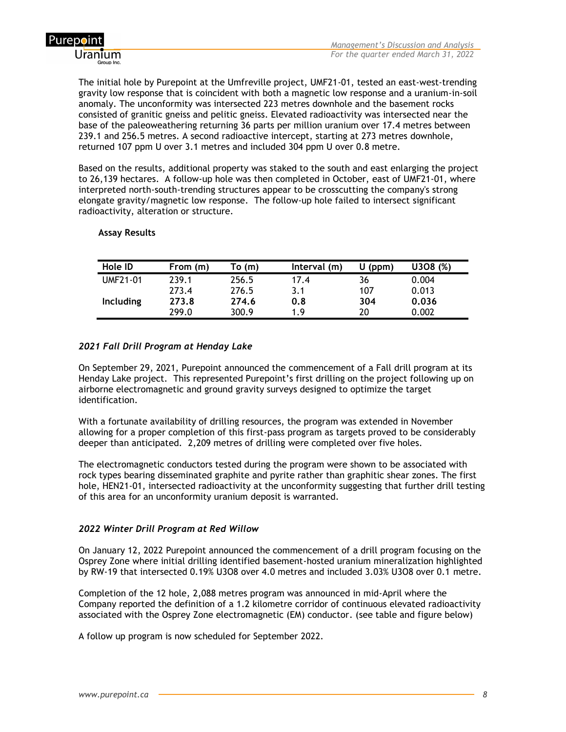The initial hole by Purepoint at the Umfreville project, UMF21-01, tested an east-west-trending gravity low response that is coincident with both a magnetic low response and a uranium-in-soil anomaly. The unconformity was intersected 223 metres downhole and the basement rocks consisted of granitic gneiss and pelitic gneiss. Elevated radioactivity was intersected near the base of the paleoweathering returning 36 parts per million uranium over 17.4 metres between 239.1 and 256.5 metres. A second radioactive intercept, starting at 273 metres downhole, returned 107 ppm U over 3.1 metres and included 304 ppm U over 0.8 metre.

Based on the results, additional property was staked to the south and east enlarging the project to 26,139 hectares. A follow-up hole was then completed in October, east of UMF21-01, where interpreted north-south-trending structures appear to be crosscutting the company's strong elongate gravity/magnetic low response. The follow-up hole failed to intersect significant radioactivity, alteration or structure.

**Assay Results**

| Hole ID | From (m) | To (m) | Interval (m) | U (ppm) | U3O8 (%) |
|---|---|---|---|---|---|
| UMF21-01 | 239.1 | 256.5 | 17.4 | 36 | 0.004 |
| | 273.4 | 276.5 | 3.1 | 107 | 0.013 |
| **Including** | **273.8** | **274.6** | **0.8** | **304** | **0.036** |
| | 299.0 | 300.9 | 1.9 | 20 | 0.002 |

### *2021 Fall Drill Program at Henday Lake*

On September 29, 2021, Purepoint announced the commencement of a Fall drill program at its Henday Lake project. This represented Purepoint's first drilling on the project following up on airborne electromagnetic and ground gravity surveys designed to optimize the target identification.

With a fortunate availability of drilling resources, the program was extended in November allowing for a proper completion of this first-pass program as targets proved to be considerably deeper than anticipated. 2,209 metres of drilling were completed over five holes.

The electromagnetic conductors tested during the program were shown to be associated with rock types bearing disseminated graphite and pyrite rather than graphitic shear zones. The first hole, HEN21-01, intersected radioactivity at the unconformity suggesting that further drill testing of this area for an unconformity uranium deposit is warranted.

### *2022 Winter Drill Program at Red Willow*

On January 12, 2022 Purepoint announced the commencement of a drill program focusing on the Osprey Zone where initial drilling identified basement-hosted uranium mineralization highlighted by RW-19 that intersected 0.19% U3O8 over 4.0 metres and included 3.03% U3O8 over 0.1 metre.

Completion of the 12 hole, 2,088 metres program was announced in mid-April where the Company reported the definition of a 1.2 kilometre corridor of continuous elevated radioactivity associated with the Osprey Zone electromagnetic (EM) conductor. (see table and figure below)

A follow up program is now scheduled for September 2022.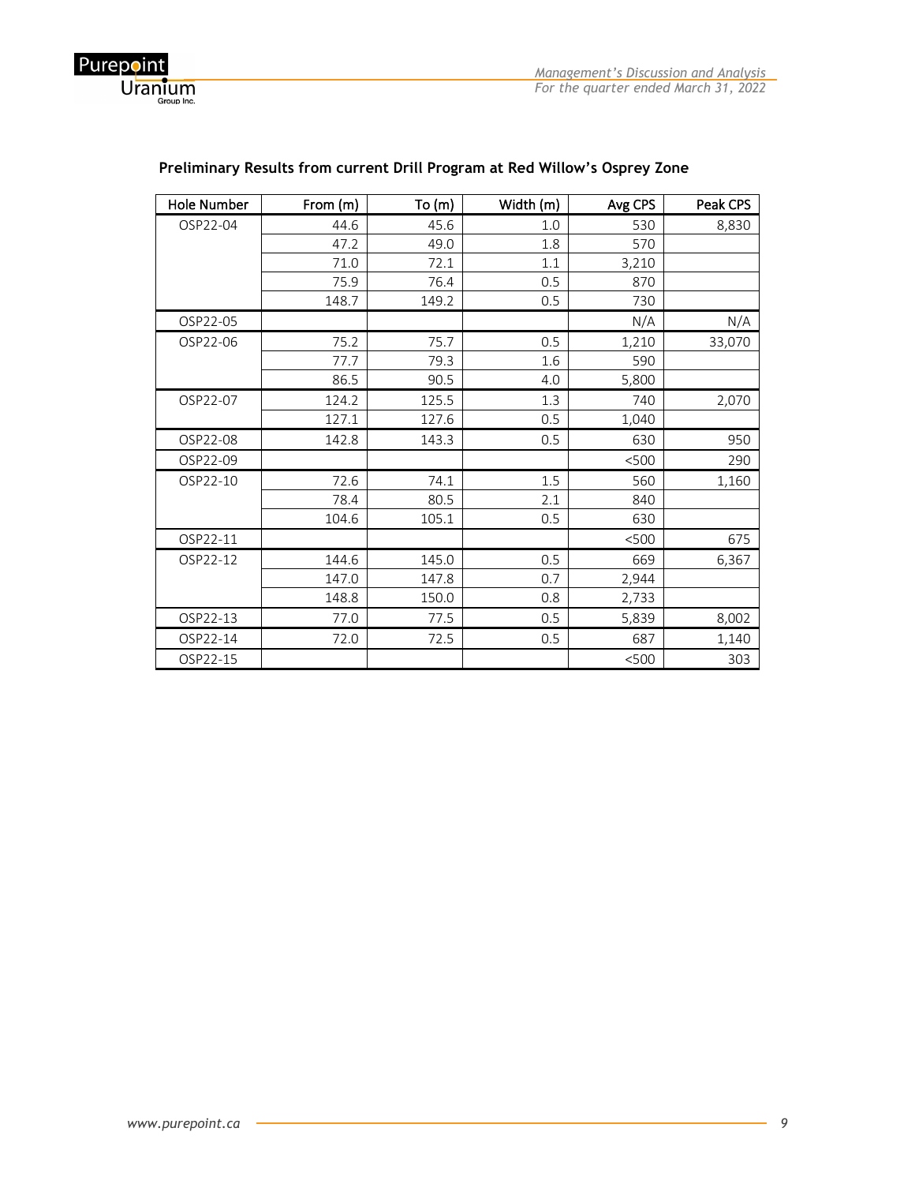## Preliminary Results from current Drill Program at Red Willow's Osprey Zone

| Hole Number | From (m) | To (m) | Width (m) | Avg CPS | Peak CPS |
|---|---|---|---|---|---|
| OSP22-04 | 44.6 | 45.6 | 1.0 | 530 | 8,830 |
| | 47.2 | 49.0 | 1.8 | 570 | |
| | 71.0 | 72.1 | 1.1 | 3,210 | |
| | 75.9 | 76.4 | 0.5 | 870 | |
| | 148.7 | 149.2 | 0.5 | 730 | |
| OSP22-05 | | | | N/A | N/A |
| OSP22-06 | 75.2 | 75.7 | 0.5 | 1,210 | 33,070 |
| | 77.7 | 79.3 | 1.6 | 590 | |
| | 86.5 | 90.5 | 4.0 | 5,800 | |
| OSP22-07 | 124.2 | 125.5 | 1.3 | 740 | 2,070 |
| | 127.1 | 127.6 | 0.5 | 1,040 | |
| OSP22-08 | 142.8 | 143.3 | 0.5 | 630 | 950 |
| OSP22-09 | | | | <500 | 290 |
| OSP22-10 | 72.6 | 74.1 | 1.5 | 560 | 1,160 |
| | 78.4 | 80.5 | 2.1 | 840 | |
| | 104.6 | 105.1 | 0.5 | 630 | |
| OSP22-11 | | | | <500 | 675 |
| OSP22-12 | 144.6 | 145.0 | 0.5 | 669 | 6,367 |
| | 147.0 | 147.8 | 0.7 | 2,944 | |
| | 148.8 | 150.0 | 0.8 | 2,733 | |
| OSP22-13 | 77.0 | 77.5 | 0.5 | 5,839 | 8,002 |
| OSP22-14 | 72.0 | 72.5 | 0.5 | 687 | 1,140 |
| OSP22-15 | | | | <500 | 303 |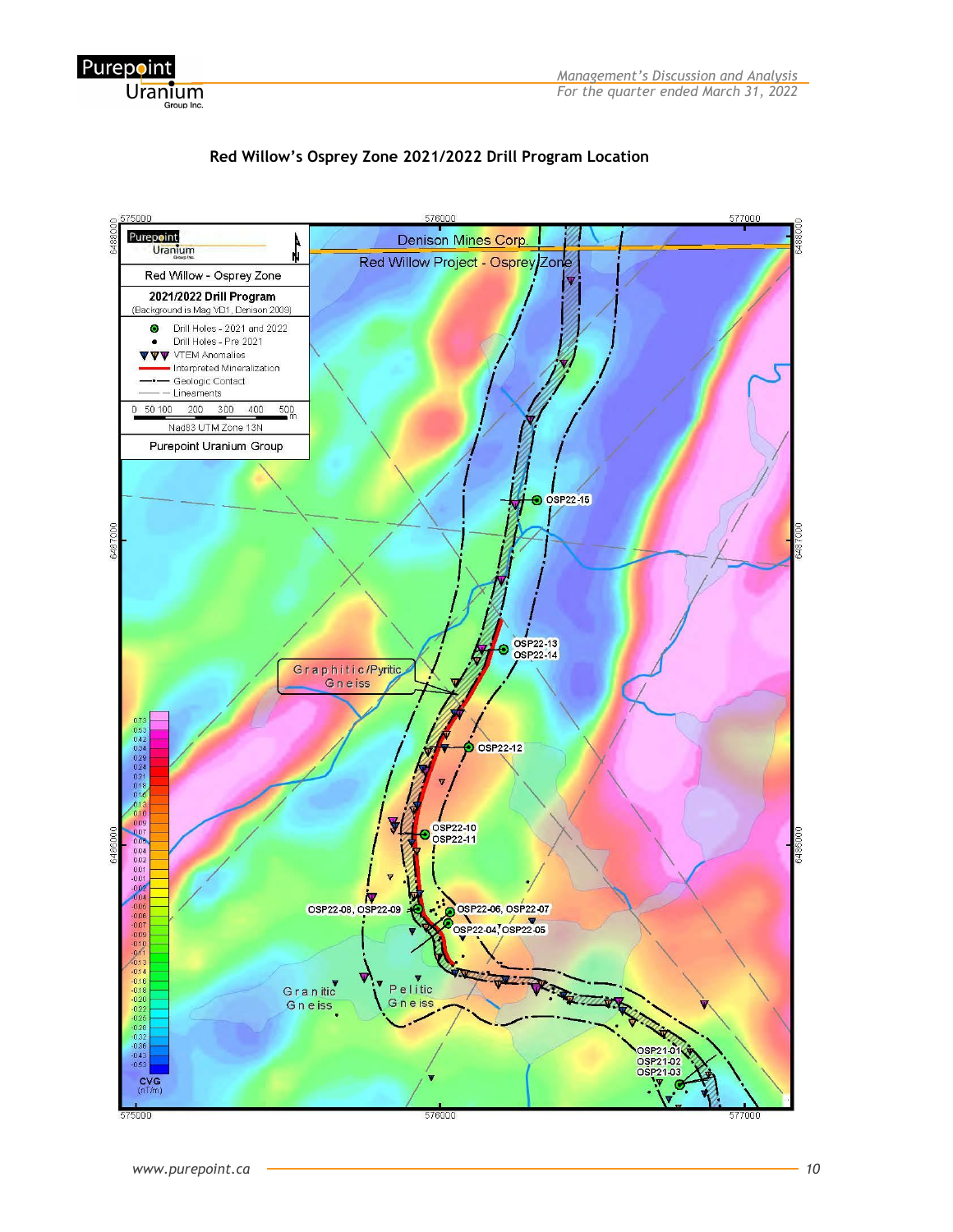## Red Willow's Osprey Zone 2021/2022 Drill Program Location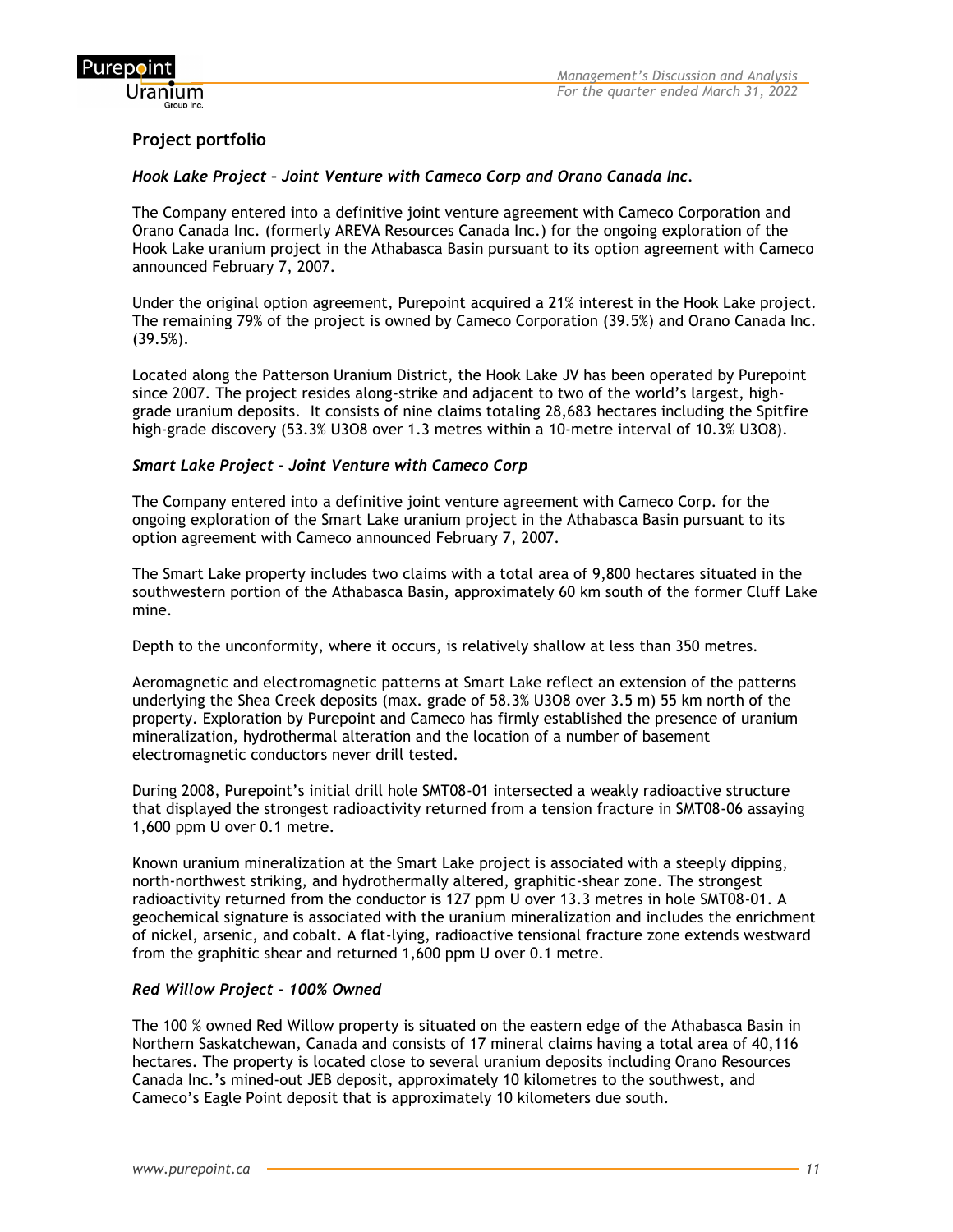## Project portfolio

### *Hook Lake Project – Joint Venture with Cameco Corp and Orano Canada Inc.*

The Company entered into a definitive joint venture agreement with Cameco Corporation and Orano Canada Inc. (formerly AREVA Resources Canada Inc.) for the ongoing exploration of the Hook Lake uranium project in the Athabasca Basin pursuant to its option agreement with Cameco announced February 7, 2007.

Under the original option agreement, Purepoint acquired a 21% interest in the Hook Lake project. The remaining 79% of the project is owned by Cameco Corporation (39.5%) and Orano Canada Inc. (39.5%).

Located along the Patterson Uranium District, the Hook Lake JV has been operated by Purepoint since 2007. The project resides along-strike and adjacent to two of the world's largest, high-grade uranium deposits. It consists of nine claims totaling 28,683 hectares including the Spitfire high-grade discovery (53.3% $U_3O_8$ over 1.3 metres within a 10-metre interval of 10.3% $U_3O_8$).

### *Smart Lake Project – Joint Venture with Cameco Corp*

The Company entered into a definitive joint venture agreement with Cameco Corp. for the ongoing exploration of the Smart Lake uranium project in the Athabasca Basin pursuant to its option agreement with Cameco announced February 7, 2007.

The Smart Lake property includes two claims with a total area of 9,800 hectares situated in the southwestern portion of the Athabasca Basin, approximately 60 km south of the former Cluff Lake mine.

Depth to the unconformity, where it occurs, is relatively shallow at less than 350 metres.

Aeromagnetic and electromagnetic patterns at Smart Lake reflect an extension of the patterns underlying the Shea Creek deposits (max. grade of 58.3% $U_3O_8$ over 3.5 m) 55 km north of the property. Exploration by Purepoint and Cameco has firmly established the presence of uranium mineralization, hydrothermal alteration and the location of a number of basement electromagnetic conductors never drill tested.

During 2008, Purepoint's initial drill hole SMT08-01 intersected a weakly radioactive structure that displayed the strongest radioactivity returned from a tension fracture in SMT08-06 assaying 1,600 ppm U over 0.1 metre.

Known uranium mineralization at the Smart Lake project is associated with a steeply dipping, north-northwest striking, and hydrothermally altered, graphitic-shear zone. The strongest radioactivity returned from the conductor is 127 ppm U over 13.3 metres in hole SMT08-01. A geochemical signature is associated with the uranium mineralization and includes the enrichment of nickel, arsenic, and cobalt. A flat-lying, radioactive tensional fracture zone extends westward from the graphitic shear and returned 1,600 ppm U over 0.1 metre.

### *Red Willow Project – 100% Owned*

The 100 % owned Red Willow property is situated on the eastern edge of the Athabasca Basin in Northern Saskatchewan, Canada and consists of 17 mineral claims having a total area of 40,116 hectares. The property is located close to several uranium deposits including Orano Resources Canada Inc.'s mined-out JEB deposit, approximately 10 kilometres to the southwest, and Cameco's Eagle Point deposit that is approximately 10 kilometers due south.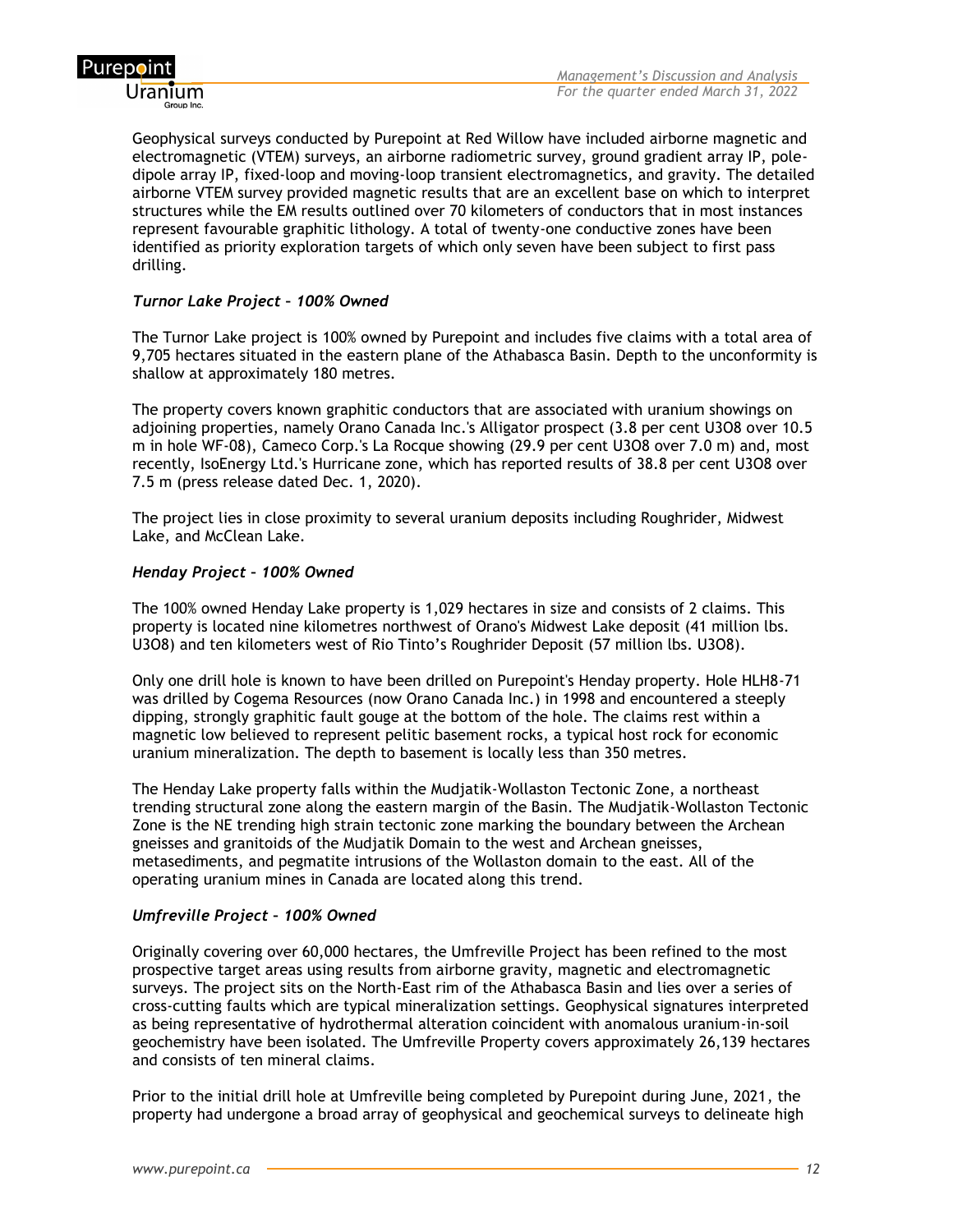Geophysical surveys conducted by Purepoint at Red Willow have included airborne magnetic and electromagnetic (VTEM) surveys, an airborne radiometric survey, ground gradient array IP, pole-dipole array IP, fixed-loop and moving-loop transient electromagnetics, and gravity. The detailed airborne VTEM survey provided magnetic results that are an excellent base on which to interpret structures while the EM results outlined over 70 kilometers of conductors that in most instances represent favourable graphitic lithology. A total of twenty-one conductive zones have been identified as priority exploration targets of which only seven have been subject to first pass drilling.

### *Turnor Lake Project – 100% Owned*

The Turnor Lake project is 100% owned by Purepoint and includes five claims with a total area of 9,705 hectares situated in the eastern plane of the Athabasca Basin. Depth to the unconformity is shallow at approximately 180 metres.

The property covers known graphitic conductors that are associated with uranium showings on adjoining properties, namely Orano Canada Inc.'s Alligator prospect (3.8 per cent U3O8 over 10.5 m in hole WF-08), Cameco Corp.'s La Rocque showing (29.9 per cent U3O8 over 7.0 m) and, most recently, IsoEnergy Ltd.'s Hurricane zone, which has reported results of 38.8 per cent U3O8 over 7.5 m (press release dated Dec. 1, 2020).

The project lies in close proximity to several uranium deposits including Roughrider, Midwest Lake, and McClean Lake.

### *Henday Project – 100% Owned*

The 100% owned Henday Lake property is 1,029 hectares in size and consists of 2 claims. This property is located nine kilometres northwest of Orano's Midwest Lake deposit (41 million lbs. U3O8) and ten kilometers west of Rio Tinto's Roughrider Deposit (57 million lbs. U3O8).

Only one drill hole is known to have been drilled on Purepoint's Henday property. Hole HLH8-71 was drilled by Cogema Resources (now Orano Canada Inc.) in 1998 and encountered a steeply dipping, strongly graphitic fault gouge at the bottom of the hole. The claims rest within a magnetic low believed to represent pelitic basement rocks, a typical host rock for economic uranium mineralization. The depth to basement is locally less than 350 metres.

The Henday Lake property falls within the Mudjatik-Wollaston Tectonic Zone, a northeast trending structural zone along the eastern margin of the Basin. The Mudjatik-Wollaston Tectonic Zone is the NE trending high strain tectonic zone marking the boundary between the Archean gneisses and granitoids of the Mudjatik Domain to the west and Archean gneisses, metasediments, and pegmatite intrusions of the Wollaston domain to the east. All of the operating uranium mines in Canada are located along this trend.

### *Umfreville Project – 100% Owned*

Originally covering over 60,000 hectares, the Umfreville Project has been refined to the most prospective target areas using results from airborne gravity, magnetic and electromagnetic surveys. The project sits on the North-East rim of the Athabasca Basin and lies over a series of cross-cutting faults which are typical mineralization settings. Geophysical signatures interpreted as being representative of hydrothermal alteration coincident with anomalous uranium-in-soil geochemistry have been isolated. The Umfreville Property covers approximately 26,139 hectares and consists of ten mineral claims.

Prior to the initial drill hole at Umfreville being completed by Purepoint during June, 2021, the property had undergone a broad array of geophysical and geochemical surveys to delineate high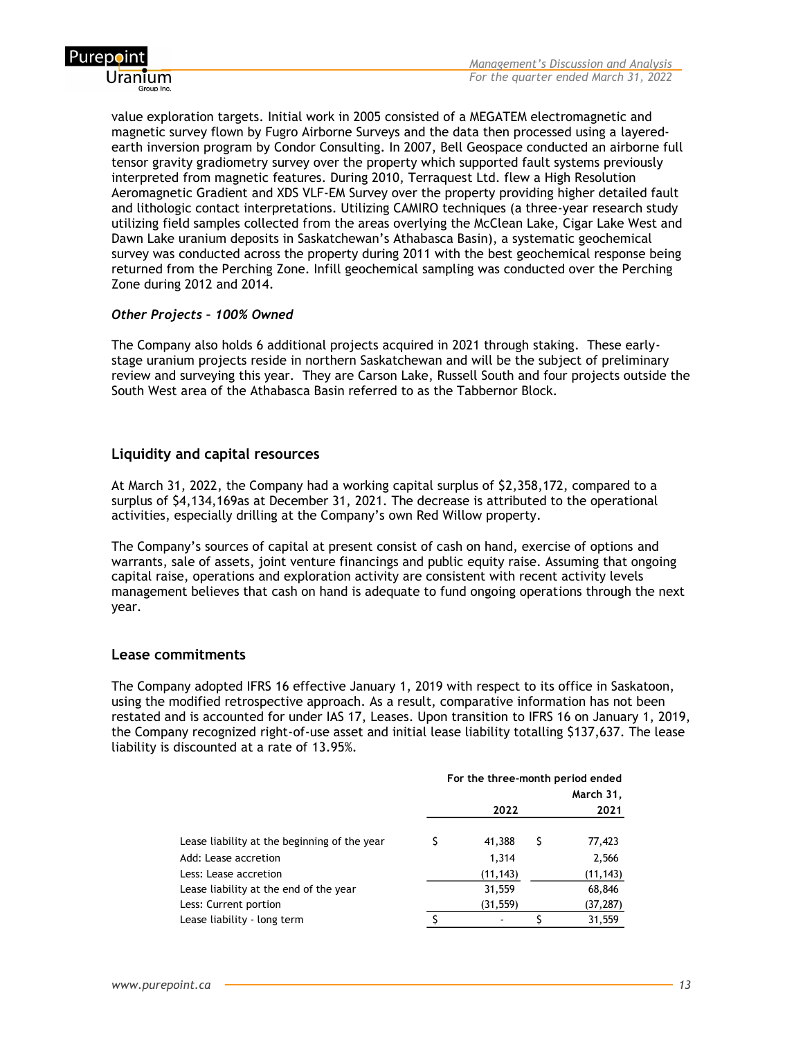value exploration targets. Initial work in 2005 consisted of a MEGATEM electromagnetic and magnetic survey flown by Fugro Airborne Surveys and the data then processed using a layered-earth inversion program by Condor Consulting. In 2007, Bell Geospace conducted an airborne full tensor gravity gradiometry survey over the property which supported fault systems previously interpreted from magnetic features. During 2010, Terraquest Ltd. flew a High Resolution Aeromagnetic Gradient and XDS VLF-EM Survey over the property providing higher detailed fault and lithologic contact interpretations. Utilizing CAMIRO techniques (a three-year research study utilizing field samples collected from the areas overlying the McClean Lake, Cigar Lake West and Dawn Lake uranium deposits in Saskatchewan's Athabasca Basin), a systematic geochemical survey was conducted across the property during 2011 with the best geochemical response being returned from the Perching Zone. Infill geochemical sampling was conducted over the Perching Zone during 2012 and 2014.

***Other Projects – 100% Owned***

The Company also holds 6 additional projects acquired in 2021 through staking. These early-stage uranium projects reside in northern Saskatchewan and will be the subject of preliminary review and surveying this year. They are Carson Lake, Russell South and four projects outside the South West area of the Athabasca Basin referred to as the Tabbernor Block.

## Liquidity and capital resources

At March 31, 2022, the Company had a working capital surplus of $2,358,172, compared to a surplus of $4,134,169as at December 31, 2021. The decrease is attributed to the operational activities, especially drilling at the Company's own Red Willow property.

The Company's sources of capital at present consist of cash on hand, exercise of options and warrants, sale of assets, joint venture financings and public equity raise. Assuming that ongoing capital raise, operations and exploration activity are consistent with recent activity levels management believes that cash on hand is adequate to fund ongoing operations through the next year.

## Lease commitments

The Company adopted IFRS 16 effective January 1, 2019 with respect to its office in Saskatoon, using the modified retrospective approach. As a result, comparative information has not been restated and is accounted for under IAS 17, Leases. Upon transition to IFRS 16 on January 1, 2019, the Company recognized right-of-use asset and initial lease liability totalling $137,637. The lease liability is discounted at a rate of 13.95%.

| | For the three-month period ended March 31, | |
|---|---|---|
| | **2022** | **2021** |
| Lease liability at the beginning of the year | $ 41,388 | $ 77,423 |
| Add: Lease accretion | 1,314 | 2,566 |
| Less: Lease accretion | (11,143) | (11,143) |
| Lease liability at the end of the year | 31,559 | 68,846 |
| Less: Current portion | (31,559) | (37,287) |
| Lease liability - long term | $ - | $ 31,559 |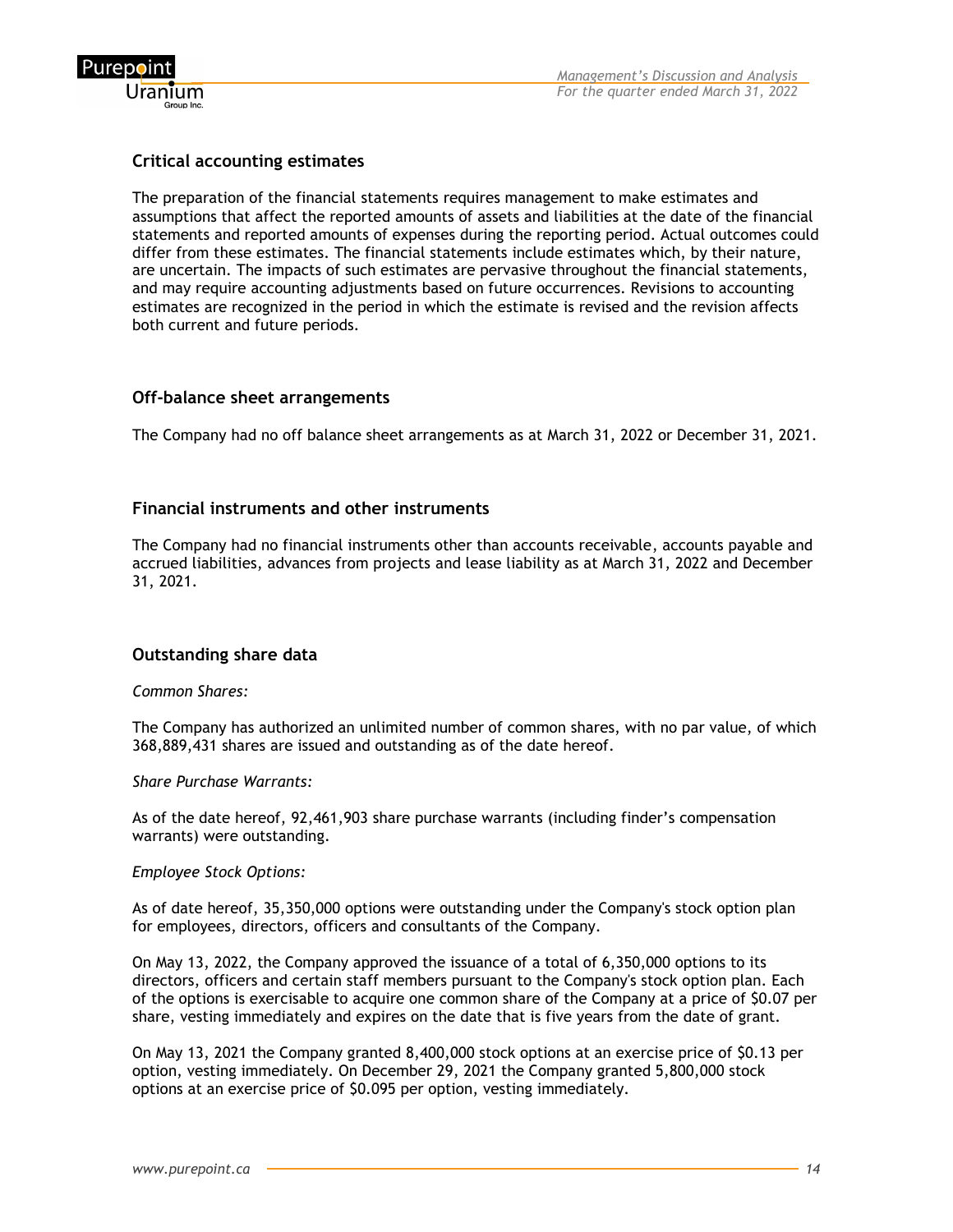## Critical accounting estimates

The preparation of the financial statements requires management to make estimates and assumptions that affect the reported amounts of assets and liabilities at the date of the financial statements and reported amounts of expenses during the reporting period. Actual outcomes could differ from these estimates. The financial statements include estimates which, by their nature, are uncertain. The impacts of such estimates are pervasive throughout the financial statements, and may require accounting adjustments based on future occurrences. Revisions to accounting estimates are recognized in the period in which the estimate is revised and the revision affects both current and future periods.

## Off-balance sheet arrangements

The Company had no off balance sheet arrangements as at March 31, 2022 or December 31, 2021.

## Financial instruments and other instruments

The Company had no financial instruments other than accounts receivable, accounts payable and accrued liabilities, advances from projects and lease liability as at March 31, 2022 and December 31, 2021.

## Outstanding share data

*Common Shares:*

The Company has authorized an unlimited number of common shares, with no par value, of which 368,889,431 shares are issued and outstanding as of the date hereof.

*Share Purchase Warrants:*

As of the date hereof, 92,461,903 share purchase warrants (including finder's compensation warrants) were outstanding.

*Employee Stock Options:*

As of date hereof, 35,350,000 options were outstanding under the Company's stock option plan for employees, directors, officers and consultants of the Company.

On May 13, 2022, the Company approved the issuance of a total of 6,350,000 options to its directors, officers and certain staff members pursuant to the Company's stock option plan. Each of the options is exercisable to acquire one common share of the Company at a price of $0.07 per share, vesting immediately and expires on the date that is five years from the date of grant.

On May 13, 2021 the Company granted 8,400,000 stock options at an exercise price of $0.13 per option, vesting immediately. On December 29, 2021 the Company granted 5,800,000 stock options at an exercise price of $0.095 per option, vesting immediately.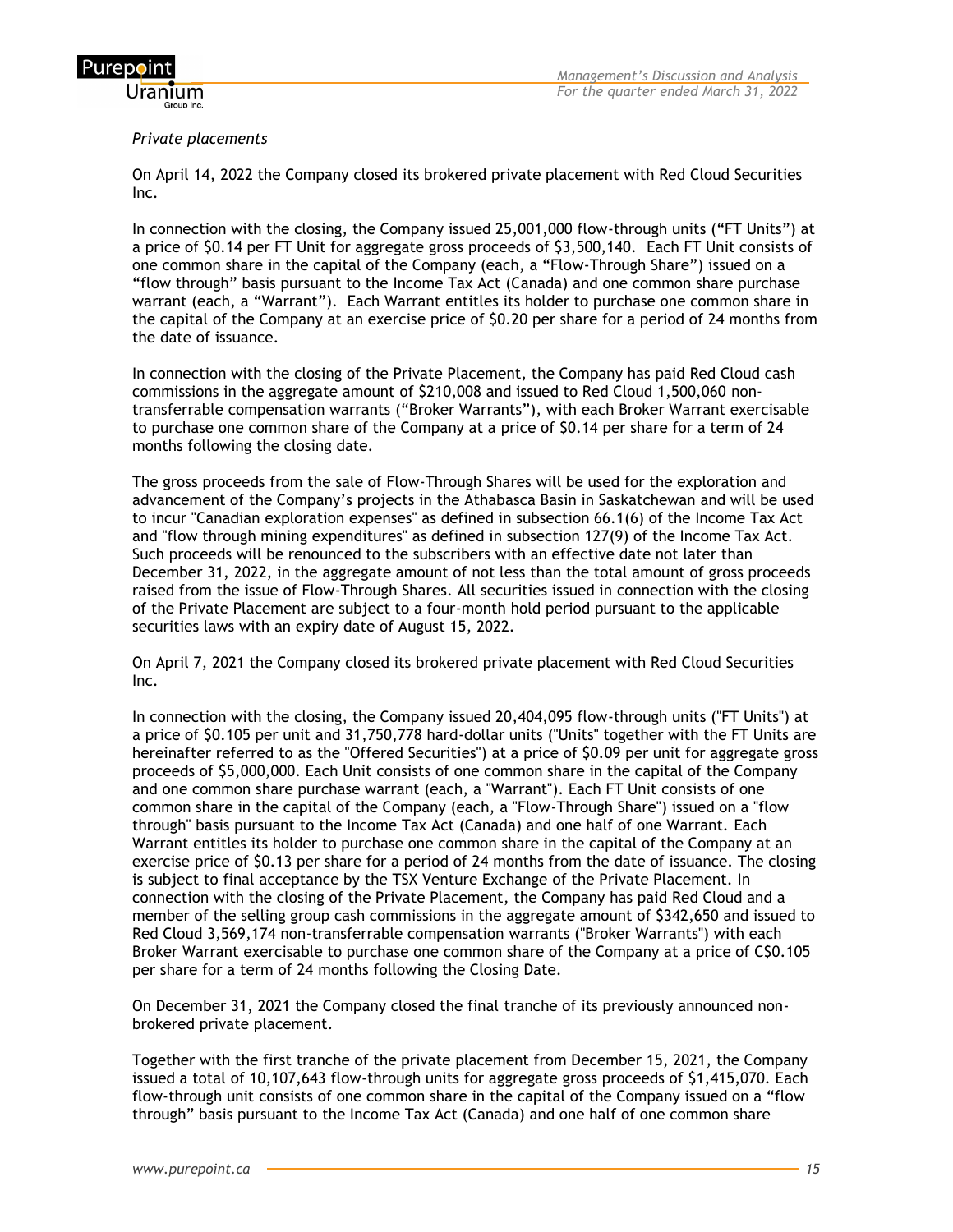*Private placements*

On April 14, 2022 the Company closed its brokered private placement with Red Cloud Securities Inc.

In connection with the closing, the Company issued 25,001,000 flow-through units ("FT Units") at a price of $0.14 per FT Unit for aggregate gross proceeds of $3,500,140. Each FT Unit consists of one common share in the capital of the Company (each, a "Flow-Through Share") issued on a "flow through" basis pursuant to the Income Tax Act (Canada) and one common share purchase warrant (each, a "Warrant"). Each Warrant entitles its holder to purchase one common share in the capital of the Company at an exercise price of $0.20 per share for a period of 24 months from the date of issuance.

In connection with the closing of the Private Placement, the Company has paid Red Cloud cash commissions in the aggregate amount of $210,008 and issued to Red Cloud 1,500,060 non-transferrable compensation warrants ("Broker Warrants"), with each Broker Warrant exercisable to purchase one common share of the Company at a price of $0.14 per share for a term of 24 months following the closing date.

The gross proceeds from the sale of Flow-Through Shares will be used for the exploration and advancement of the Company's projects in the Athabasca Basin in Saskatchewan and will be used to incur "Canadian exploration expenses" as defined in subsection 66.1(6) of the Income Tax Act and "flow through mining expenditures" as defined in subsection 127(9) of the Income Tax Act. Such proceeds will be renounced to the subscribers with an effective date not later than December 31, 2022, in the aggregate amount of not less than the total amount of gross proceeds raised from the issue of Flow-Through Shares. All securities issued in connection with the closing of the Private Placement are subject to a four-month hold period pursuant to the applicable securities laws with an expiry date of August 15, 2022.

On April 7, 2021 the Company closed its brokered private placement with Red Cloud Securities Inc.

In connection with the closing, the Company issued 20,404,095 flow-through units ("FT Units") at a price of $0.105 per unit and 31,750,778 hard-dollar units ("Units" together with the FT Units are hereinafter referred to as the "Offered Securities") at a price of $0.09 per unit for aggregate gross proceeds of $5,000,000. Each Unit consists of one common share in the capital of the Company and one common share purchase warrant (each, a "Warrant"). Each FT Unit consists of one common share in the capital of the Company (each, a "Flow-Through Share") issued on a "flow through" basis pursuant to the Income Tax Act (Canada) and one half of one Warrant. Each Warrant entitles its holder to purchase one common share in the capital of the Company at an exercise price of $0.13 per share for a period of 24 months from the date of issuance. The closing is subject to final acceptance by the TSX Venture Exchange of the Private Placement. In connection with the closing of the Private Placement, the Company has paid Red Cloud and a member of the selling group cash commissions in the aggregate amount of $342,650 and issued to Red Cloud 3,569,174 non-transferrable compensation warrants ("Broker Warrants") with each Broker Warrant exercisable to purchase one common share of the Company at a price of C$0.105 per share for a term of 24 months following the Closing Date.

On December 31, 2021 the Company closed the final tranche of its previously announced non-brokered private placement.

Together with the first tranche of the private placement from December 15, 2021, the Company issued a total of 10,107,643 flow-through units for aggregate gross proceeds of $1,415,070. Each flow-through unit consists of one common share in the capital of the Company issued on a "flow through" basis pursuant to the Income Tax Act (Canada) and one half of one common share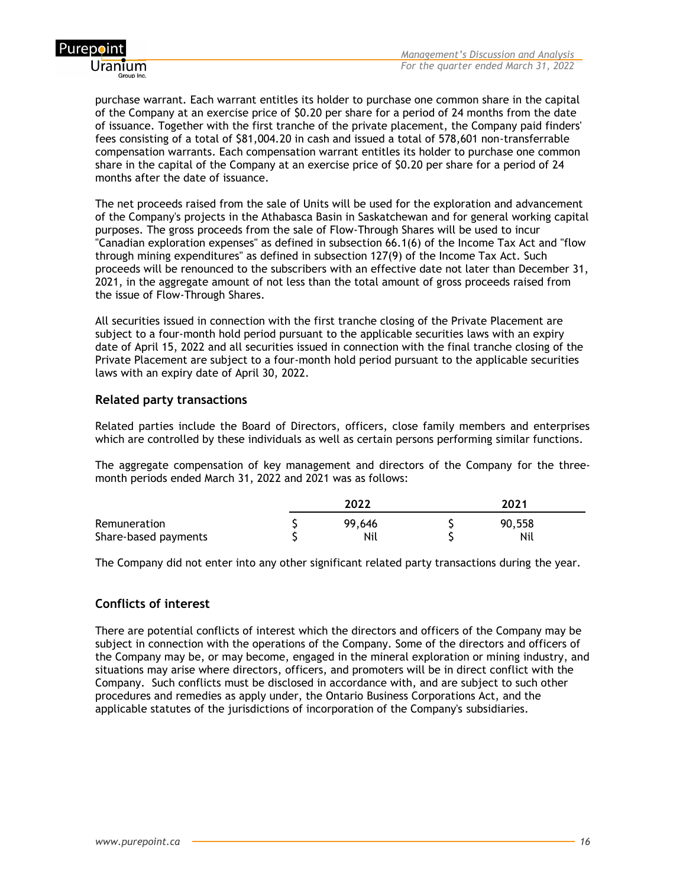purchase warrant. Each warrant entitles its holder to purchase one common share in the capital of the Company at an exercise price of $0.20 per share for a period of 24 months from the date of issuance. Together with the first tranche of the private placement, the Company paid finders' fees consisting of a total of $81,004.20 in cash and issued a total of 578,601 non-transferrable compensation warrants. Each compensation warrant entitles its holder to purchase one common share in the capital of the Company at an exercise price of $0.20 per share for a period of 24 months after the date of issuance.

The net proceeds raised from the sale of Units will be used for the exploration and advancement of the Company's projects in the Athabasca Basin in Saskatchewan and for general working capital purposes. The gross proceeds from the sale of Flow-Through Shares will be used to incur "Canadian exploration expenses" as defined in subsection 66.1(6) of the Income Tax Act and "flow through mining expenditures" as defined in subsection 127(9) of the Income Tax Act. Such proceeds will be renounced to the subscribers with an effective date not later than December 31, 2021, in the aggregate amount of not less than the total amount of gross proceeds raised from the issue of Flow-Through Shares.

All securities issued in connection with the first tranche closing of the Private Placement are subject to a four-month hold period pursuant to the applicable securities laws with an expiry date of April 15, 2022 and all securities issued in connection with the final tranche closing of the Private Placement are subject to a four-month hold period pursuant to the applicable securities laws with an expiry date of April 30, 2022.

## Related party transactions

Related parties include the Board of Directors, officers, close family members and enterprises which are controlled by these individuals as well as certain persons performing similar functions.

The aggregate compensation of key management and directors of the Company for the three-month periods ended March 31, 2022 and 2021 was as follows:

| | 2022 | 2021 |
|---|---|---|
| Remuneration | $ 99,646 | $ 90,558 |
| Share-based payments | $ Nil | $ Nil |

The Company did not enter into any other significant related party transactions during the year.

## Conflicts of interest

There are potential conflicts of interest which the directors and officers of the Company may be subject in connection with the operations of the Company. Some of the directors and officers of the Company may be, or may become, engaged in the mineral exploration or mining industry, and situations may arise where directors, officers, and promoters will be in direct conflict with the Company. Such conflicts must be disclosed in accordance with, and are subject to such other procedures and remedies as apply under, the Ontario Business Corporations Act, and the applicable statutes of the jurisdictions of incorporation of the Company's subsidiaries.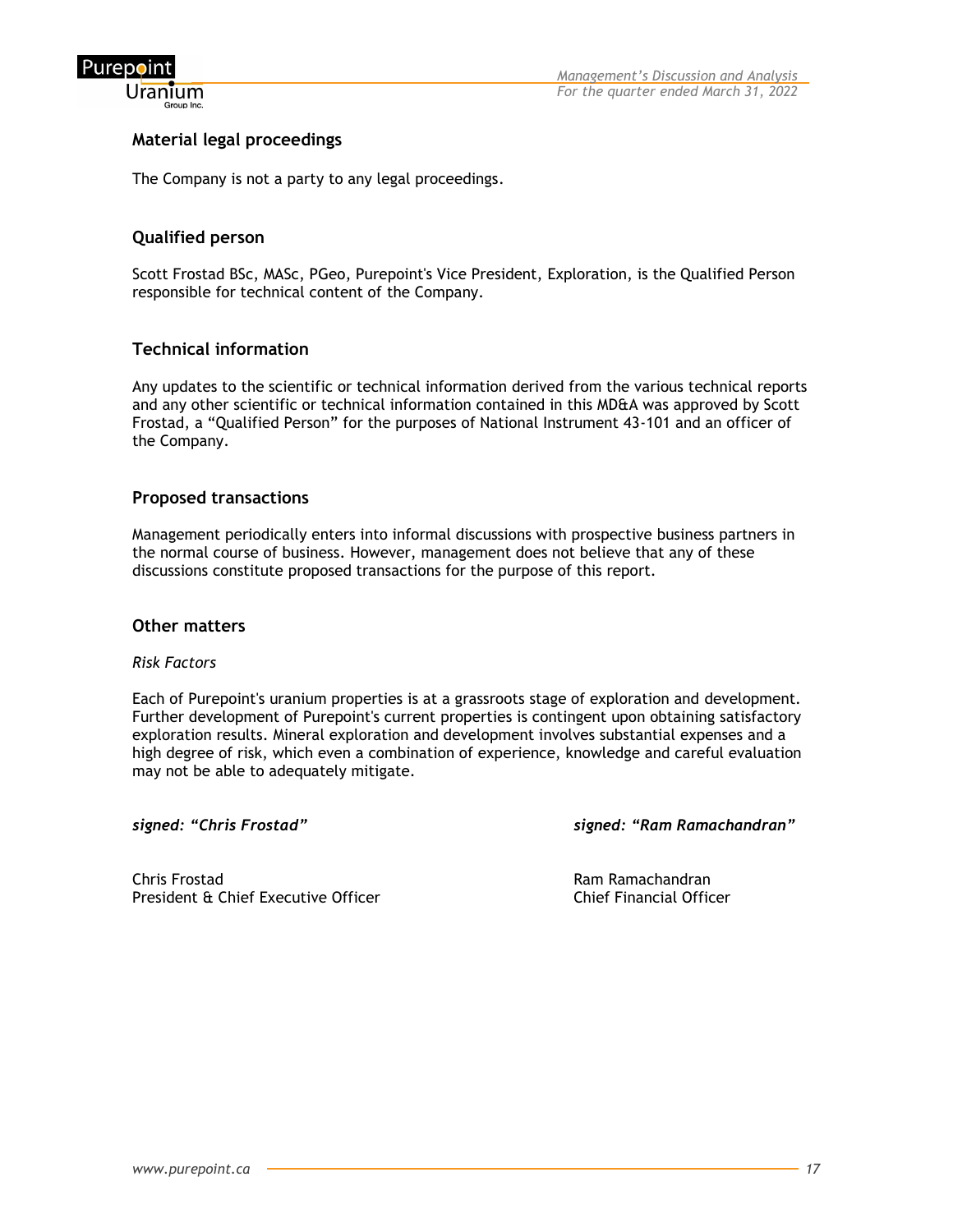## Material legal proceedings

The Company is not a party to any legal proceedings.

## Qualified person

Scott Frostad BSc, MASc, PGeo, Purepoint's Vice President, Exploration, is the Qualified Person responsible for technical content of the Company.

## Technical information

Any updates to the scientific or technical information derived from the various technical reports and any other scientific or technical information contained in this MD&A was approved by Scott Frostad, a "Qualified Person" for the purposes of National Instrument 43-101 and an officer of the Company.

## Proposed transactions

Management periodically enters into informal discussions with prospective business partners in the normal course of business. However, management does not believe that any of these discussions constitute proposed transactions for the purpose of this report.

## Other matters

*Risk Factors*

Each of Purepoint's uranium properties is at a grassroots stage of exploration and development. Further development of Purepoint's current properties is contingent upon obtaining satisfactory exploration results. Mineral exploration and development involves substantial expenses and a high degree of risk, which even a combination of experience, knowledge and careful evaluation may not be able to adequately mitigate.

***signed: "Chris Frostad"***

Chris Frostad
President & Chief Executive Officer

***signed: "Ram Ramachandran"***

Ram Ramachandran
Chief Financial Officer